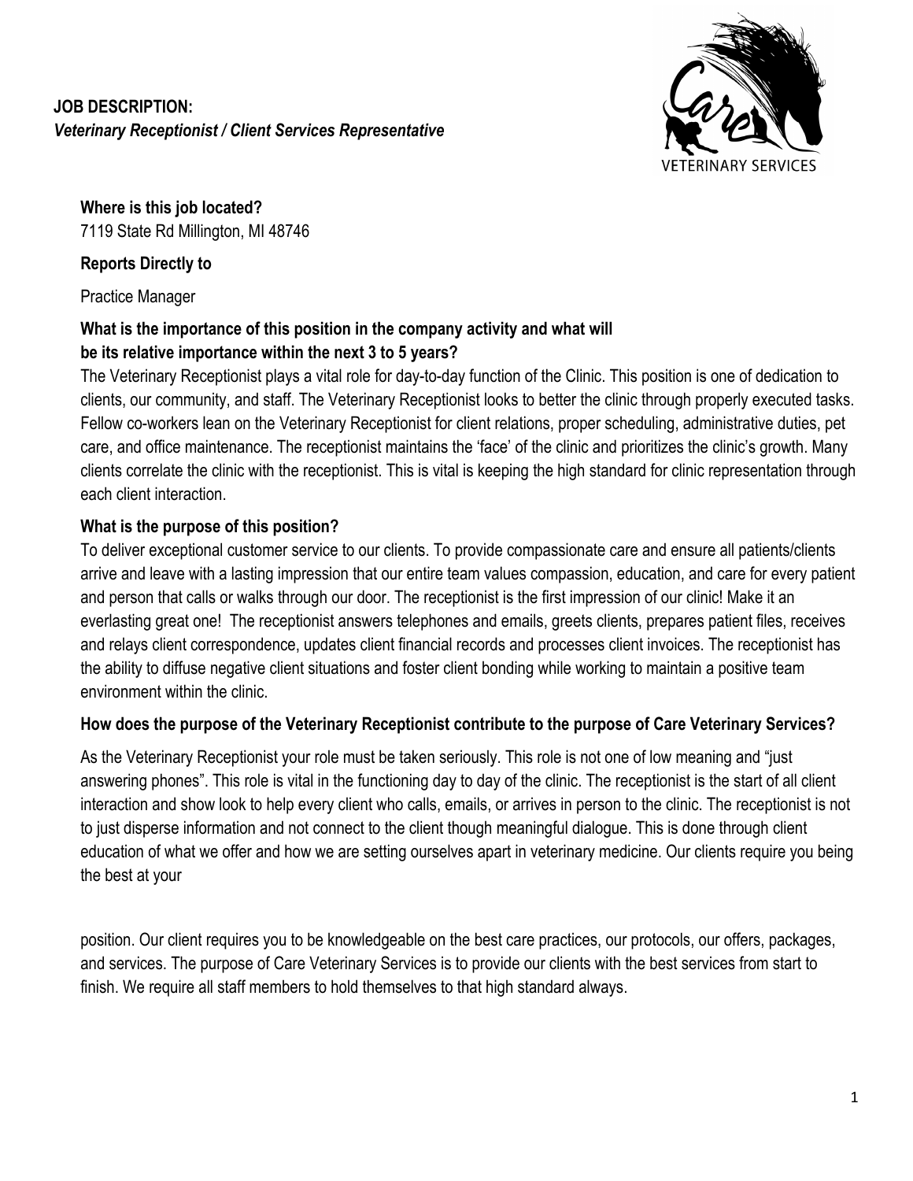**JOB DESCRIPTION:**
***Veterinary Receptionist / Client Services Representative***

**Where is this job located?**
7119 State Rd Millington, MI 48746

**Reports Directly to**

Practice Manager

**What is the importance of this position in the company activity and what will be its relative importance within the next 3 to 5 years?**

The Veterinary Receptionist plays a vital role for day-to-day function of the Clinic. This position is one of dedication to clients, our community, and staff. The Veterinary Receptionist looks to better the clinic through properly executed tasks. Fellow co-workers lean on the Veterinary Receptionist for client relations, proper scheduling, administrative duties, pet care, and office maintenance. The receptionist maintains the 'face' of the clinic and prioritizes the clinic's growth. Many clients correlate the clinic with the receptionist. This is vital is keeping the high standard for clinic representation through each client interaction.

**What is the purpose of this position?**

To deliver exceptional customer service to our clients. To provide compassionate care and ensure all patients/clients arrive and leave with a lasting impression that our entire team values compassion, education, and care for every patient and person that calls or walks through our door. The receptionist is the first impression of our clinic! Make it an everlasting great one! The receptionist answers telephones and emails, greets clients, prepares patient files, receives and relays client correspondence, updates client financial records and processes client invoices. The receptionist has the ability to diffuse negative client situations and foster client bonding while working to maintain a positive team environment within the clinic.

**How does the purpose of the Veterinary Receptionist contribute to the purpose of Care Veterinary Services?**

As the Veterinary Receptionist your role must be taken seriously. This role is not one of low meaning and "just answering phones". This role is vital in the functioning day to day of the clinic. The receptionist is the start of all client interaction and show look to help every client who calls, emails, or arrives in person to the clinic. The receptionist is not to just disperse information and not connect to the client though meaningful dialogue. This is done through client education of what we offer and how we are setting ourselves apart in veterinary medicine. Our clients require you being the best at your position. Our client requires you to be knowledgeable on the best care practices, our protocols, our offers, packages, and services. The purpose of Care Veterinary Services is to provide our clients with the best services from start to finish. We require all staff members to hold themselves to that high standard always.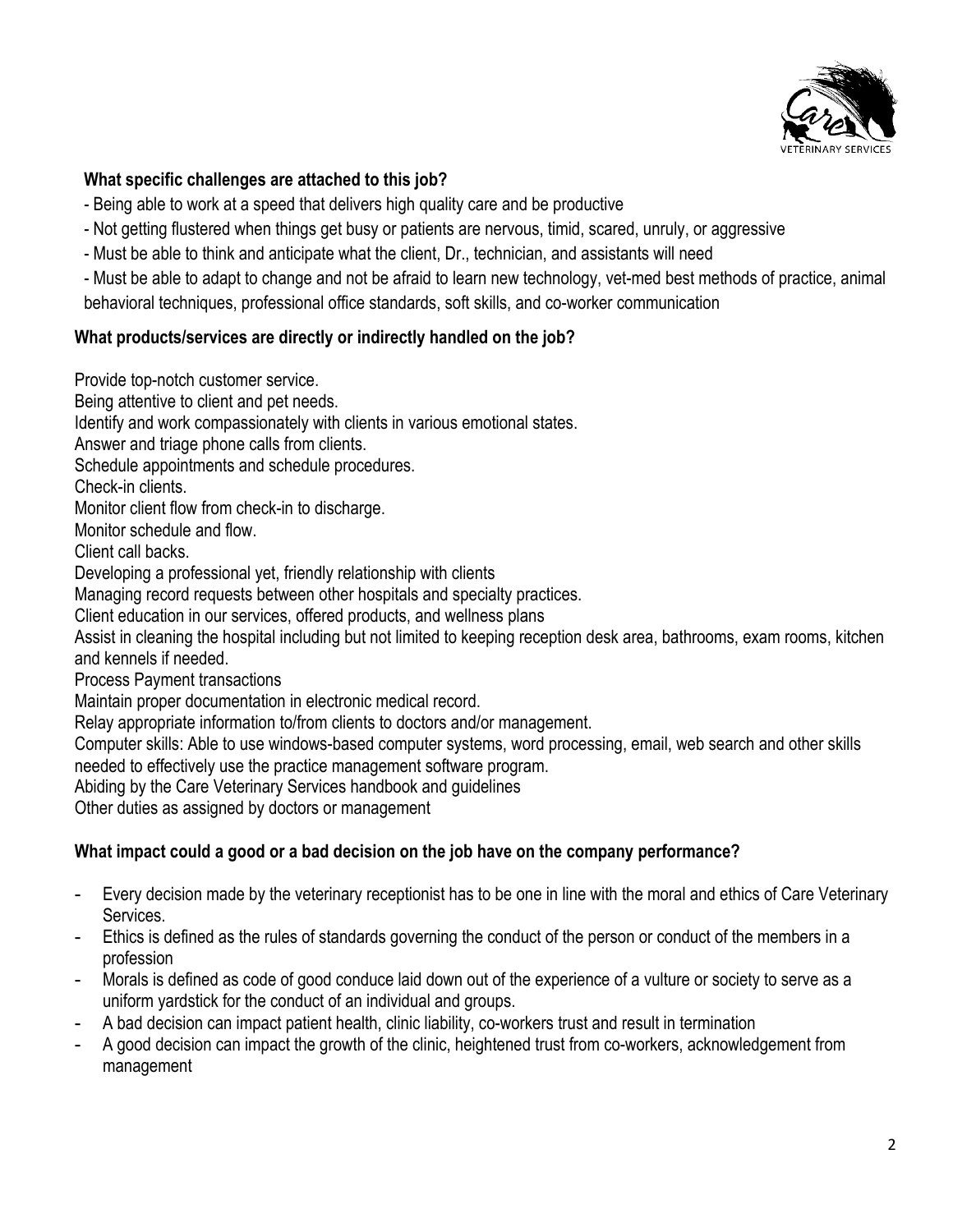**What specific challenges are attached to this job?**

- Being able to work at a speed that delivers high quality care and be productive
- Not getting flustered when things get busy or patients are nervous, timid, scared, unruly, or aggressive
- Must be able to think and anticipate what the client, Dr., technician, and assistants will need
- Must be able to adapt to change and not be afraid to learn new technology, vet-med best methods of practice, animal behavioral techniques, professional office standards, soft skills, and co-worker communication

**What products/services are directly or indirectly handled on the job?**

Provide top-notch customer service.
Being attentive to client and pet needs.
Identify and work compassionately with clients in various emotional states.
Answer and triage phone calls from clients.
Schedule appointments and schedule procedures.
Check-in clients.
Monitor client flow from check-in to discharge.
Monitor schedule and flow.
Client call backs.
Developing a professional yet, friendly relationship with clients
Managing record requests between other hospitals and specialty practices.
Client education in our services, offered products, and wellness plans
Assist in cleaning the hospital including but not limited to keeping reception desk area, bathrooms, exam rooms, kitchen and kennels if needed.
Process Payment transactions
Maintain proper documentation in electronic medical record.
Relay appropriate information to/from clients to doctors and/or management.
Computer skills: Able to use windows-based computer systems, word processing, email, web search and other skills needed to effectively use the practice management software program.
Abiding by the Care Veterinary Services handbook and guidelines
Other duties as assigned by doctors or management

**What impact could a good or a bad decision on the job have on the company performance?**

- Every decision made by the veterinary receptionist has to be one in line with the moral and ethics of Care Veterinary Services.
- Ethics is defined as the rules of standards governing the conduct of the person or conduct of the members in a profession
- Morals is defined as code of good conduce laid down out of the experience of a vulture or society to serve as a uniform yardstick for the conduct of an individual and groups.
- A bad decision can impact patient health, clinic liability, co-workers trust and result in termination
- A good decision can impact the growth of the clinic, heightened trust from co-workers, acknowledgement from management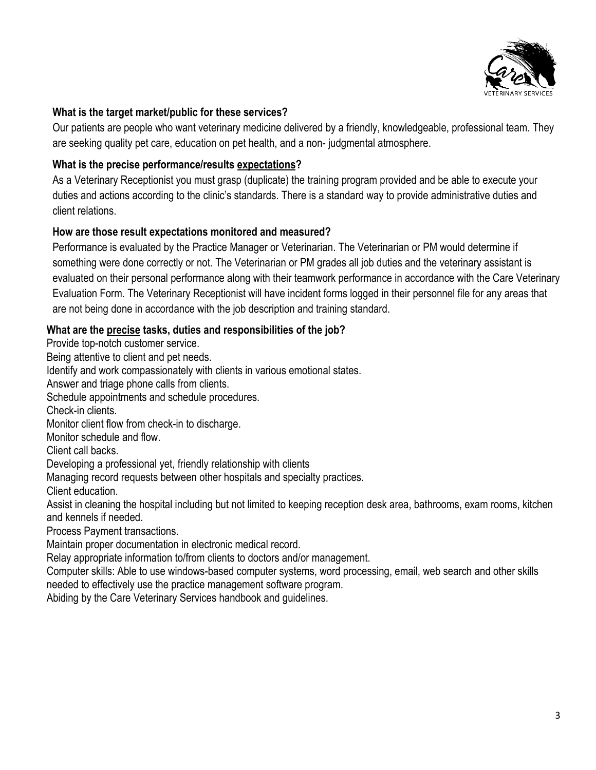**What is the target market/public for these services?**

Our patients are people who want veterinary medicine delivered by a friendly, knowledgeable, professional team. They are seeking quality pet care, education on pet health, and a non- judgmental atmosphere.

**What is the precise performance/results expectations?**

As a Veterinary Receptionist you must grasp (duplicate) the training program provided and be able to execute your duties and actions according to the clinic's standards. There is a standard way to provide administrative duties and client relations.

**How are those result expectations monitored and measured?**

Performance is evaluated by the Practice Manager or Veterinarian. The Veterinarian or PM would determine if something were done correctly or not. The Veterinarian or PM grades all job duties and the veterinary assistant is evaluated on their personal performance along with their teamwork performance in accordance with the Care Veterinary Evaluation Form. The Veterinary Receptionist will have incident forms logged in their personnel file for any areas that are not being done in accordance with the job description and training standard.

**What are the precise tasks, duties and responsibilities of the job?**

Provide top-notch customer service.
Being attentive to client and pet needs.
Identify and work compassionately with clients in various emotional states.
Answer and triage phone calls from clients.
Schedule appointments and schedule procedures.
Check-in clients.
Monitor client flow from check-in to discharge.
Monitor schedule and flow.
Client call backs.
Developing a professional yet, friendly relationship with clients
Managing record requests between other hospitals and specialty practices.
Client education.
Assist in cleaning the hospital including but not limited to keeping reception desk area, bathrooms, exam rooms, kitchen and kennels if needed.
Process Payment transactions.
Maintain proper documentation in electronic medical record.
Relay appropriate information to/from clients to doctors and/or management.
Computer skills: Able to use windows-based computer systems, word processing, email, web search and other skills needed to effectively use the practice management software program.
Abiding by the Care Veterinary Services handbook and guidelines.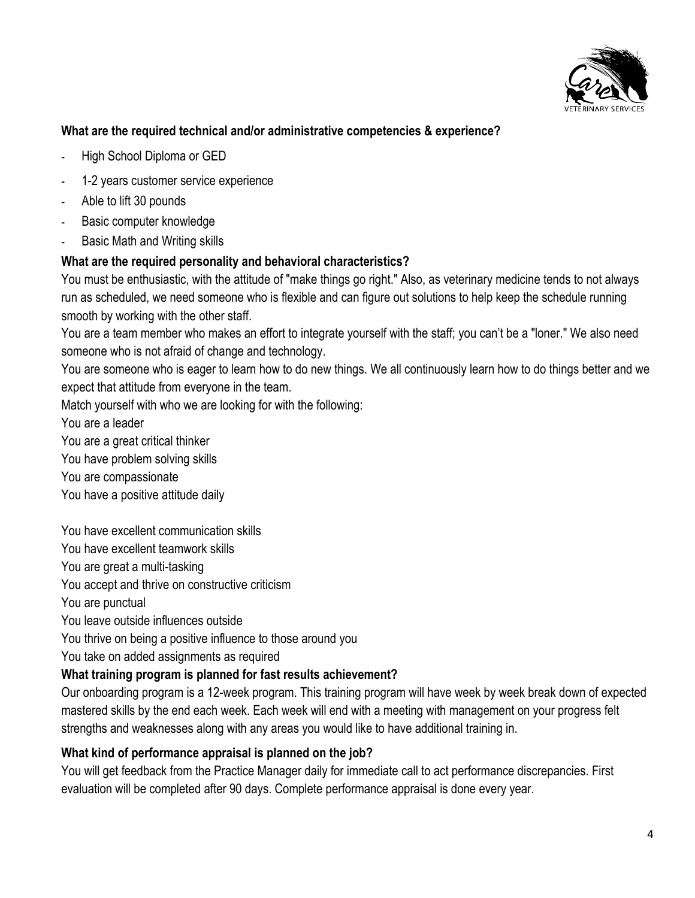**What are the required technical and/or administrative competencies & experience?**

- High School Diploma or GED
- 1-2 years customer service experience
- Able to lift 30 pounds
- Basic computer knowledge
- Basic Math and Writing skills

**What are the required personality and behavioral characteristics?**

You must be enthusiastic, with the attitude of "make things go right." Also, as veterinary medicine tends to not always run as scheduled, we need someone who is flexible and can figure out solutions to help keep the schedule running smooth by working with the other staff.

You are a team member who makes an effort to integrate yourself with the staff; you can't be a "loner." We also need someone who is not afraid of change and technology.

You are someone who is eager to learn how to do new things. We all continuously learn how to do things better and we expect that attitude from everyone in the team.

Match yourself with who we are looking for with the following:

You are a leader
You are a great critical thinker
You have problem solving skills
You are compassionate
You have a positive attitude daily

You have excellent communication skills
You have excellent teamwork skills
You are great a multi-tasking
You accept and thrive on constructive criticism
You are punctual
You leave outside influences outside
You thrive on being a positive influence to those around you
You take on added assignments as required

**What training program is planned for fast results achievement?**

Our onboarding program is a 12-week program. This training program will have week by week break down of expected mastered skills by the end each week. Each week will end with a meeting with management on your progress felt strengths and weaknesses along with any areas you would like to have additional training in.

**What kind of performance appraisal is planned on the job?**

You will get feedback from the Practice Manager daily for immediate call to act performance discrepancies. First evaluation will be completed after 90 days. Complete performance appraisal is done every year.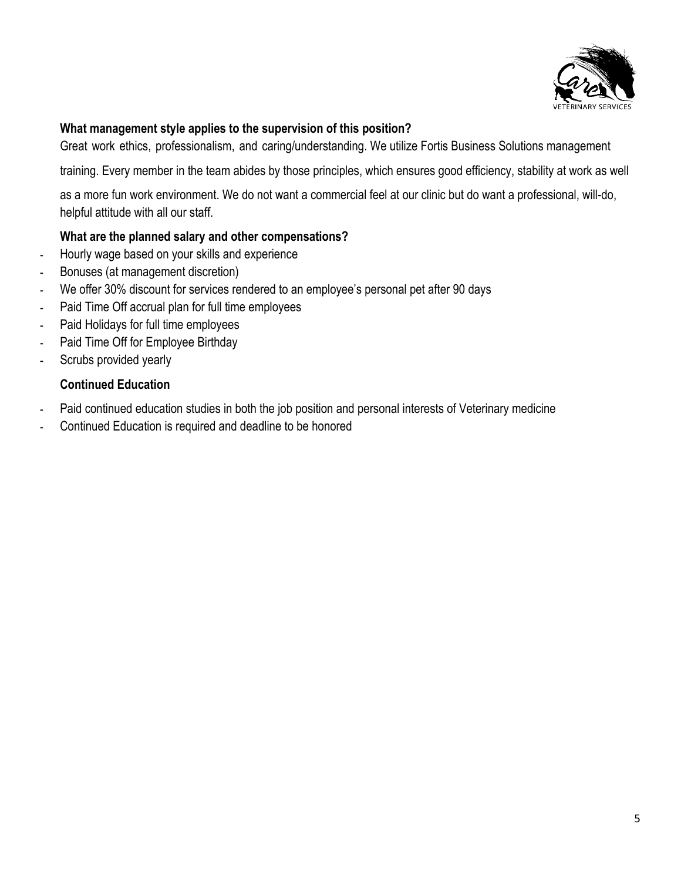### What management style applies to the supervision of this position?

Great work ethics, professionalism, and caring/understanding. We utilize Fortis Business Solutions management training. Every member in the team abides by those principles, which ensures good efficiency, stability at work as well as a more fun work environment. We do not want a commercial feel at our clinic but do want a professional, will-do, helpful attitude with all our staff.

### What are the planned salary and other compensations?

- Hourly wage based on your skills and experience
- Bonuses (at management discretion)
- We offer 30% discount for services rendered to an employee's personal pet after 90 days
- Paid Time Off accrual plan for full time employees
- Paid Holidays for full time employees
- Paid Time Off for Employee Birthday
- Scrubs provided yearly

### Continued Education

- Paid continued education studies in both the job position and personal interests of Veterinary medicine
- Continued Education is required and deadline to be honored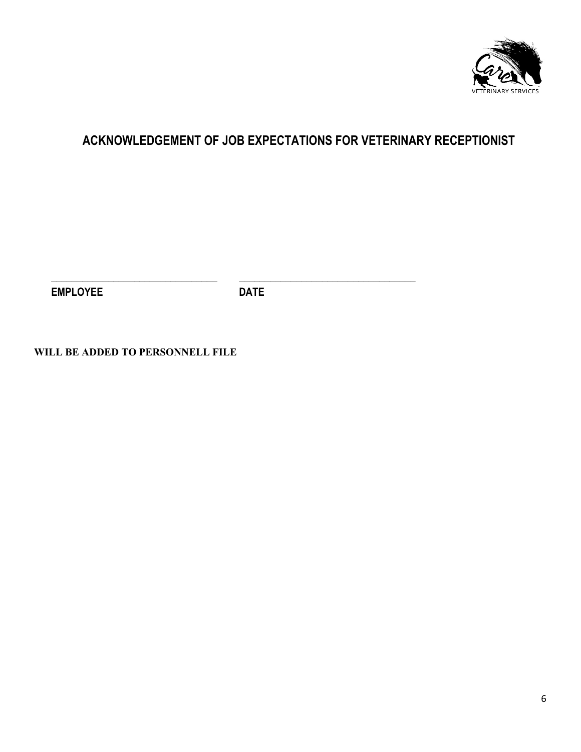# ACKNOWLEDGEMENT OF JOB EXPECTATIONS FOR VETERINARY RECEPTIONIST

\_\_\_\_\_\_\_\_\_\_\_\_\_\_\_\_\_\_\_\_\_\_\_\_\_\_\_\_\_\_\_\_ \_\_\_\_\_\_\_\_\_\_\_\_\_\_\_\_\_\_\_\_\_\_\_\_\_\_\_\_\_\_\_\_\_\_

**EMPLOYEE** **DATE**

**WILL BE ADDED TO PERSONNELL FILE**